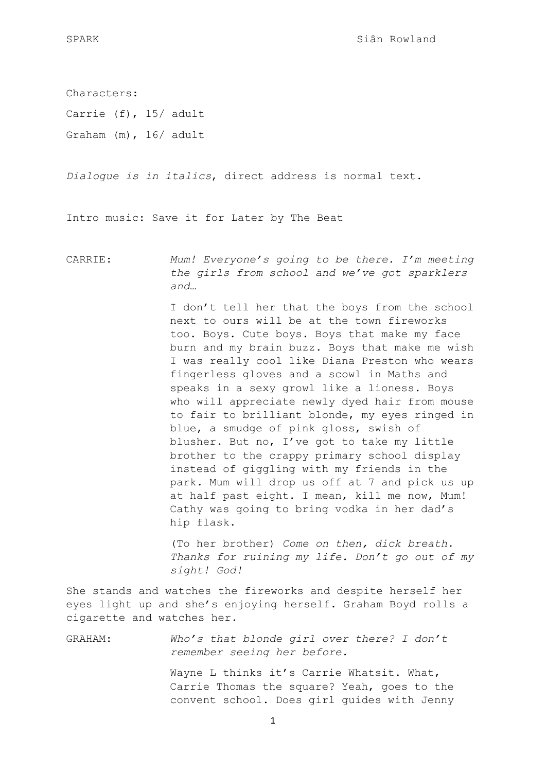# SPARK

Siân Rowland

Characters:

Carrie (f), 15/ adult

Graham (m), 16/ adult

*Dialogue is in italics*, direct address is normal text.

Intro music: Save it for Later by The Beat

CARRIE: *Mum! Everyone's going to be there. I'm meeting the girls from school and we've got sparklers and…*

I don't tell her that the boys from the school next to ours will be at the town fireworks too. Boys. Cute boys. Boys that make my face burn and my brain buzz. Boys that make me wish I was really cool like Diana Preston who wears fingerless gloves and a scowl in Maths and speaks in a sexy growl like a lioness. Boys who will appreciate newly dyed hair from mouse to fair to brilliant blonde, my eyes ringed in blue, a smudge of pink gloss, swish of blusher. But no, I've got to take my little brother to the crappy primary school display instead of giggling with my friends in the park. Mum will drop us off at 7 and pick us up at half past eight. I mean, kill me now, Mum! Cathy was going to bring vodka in her dad's hip flask.

(To her brother) *Come on then, dick breath. Thanks for ruining my life. Don't go out of my sight! God!*

She stands and watches the fireworks and despite herself her eyes light up and she's enjoying herself. Graham Boyd rolls a cigarette and watches her.

GRAHAM: *Who's that blonde girl over there? I don't remember seeing her before.*

Wayne L thinks it's Carrie Whatsit. What, Carrie Thomas the square? Yeah, goes to the convent school. Does girl guides with Jenny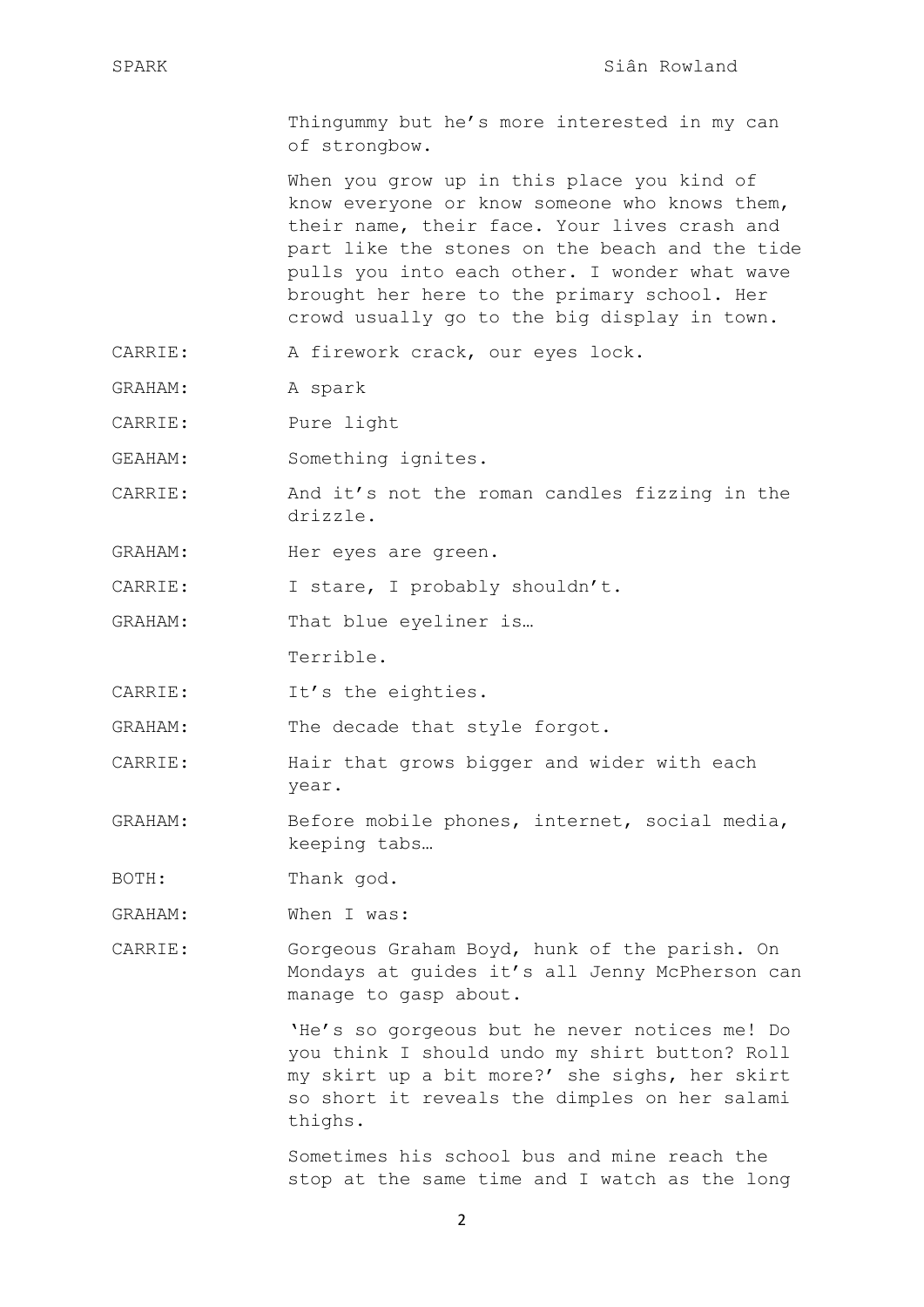Thingummy but he's more interested in my can of strongbow.

When you grow up in this place you kind of know everyone or know someone who knows them, their name, their face. Your lives crash and part like the stones on the beach and the tide pulls you into each other. I wonder what wave brought her here to the primary school. Her crowd usually go to the big display in town.

CARRIE: A firework crack, our eyes lock.

GRAHAM: A spark

CARRIE: Pure light

GEAHAM: Something ignites.

CARRIE: And it's not the roman candles fizzing in the drizzle.

GRAHAM: Her eyes are green.

CARRIE: I stare, I probably shouldn't.

GRAHAM: That blue eyeliner is…

Terrible.

CARRIE: It's the eighties.

GRAHAM: The decade that style forgot.

CARRIE: Hair that grows bigger and wider with each year.

GRAHAM: Before mobile phones, internet, social media, keeping tabs…

BOTH: Thank god.

GRAHAM: When I was:

CARRIE: Gorgeous Graham Boyd, hunk of the parish. On Mondays at guides it's all Jenny McPherson can manage to gasp about.

'He's so gorgeous but he never notices me! Do you think I should undo my shirt button? Roll my skirt up a bit more?' she sighs, her skirt so short it reveals the dimples on her salami thighs.

Sometimes his school bus and mine reach the stop at the same time and I watch as the long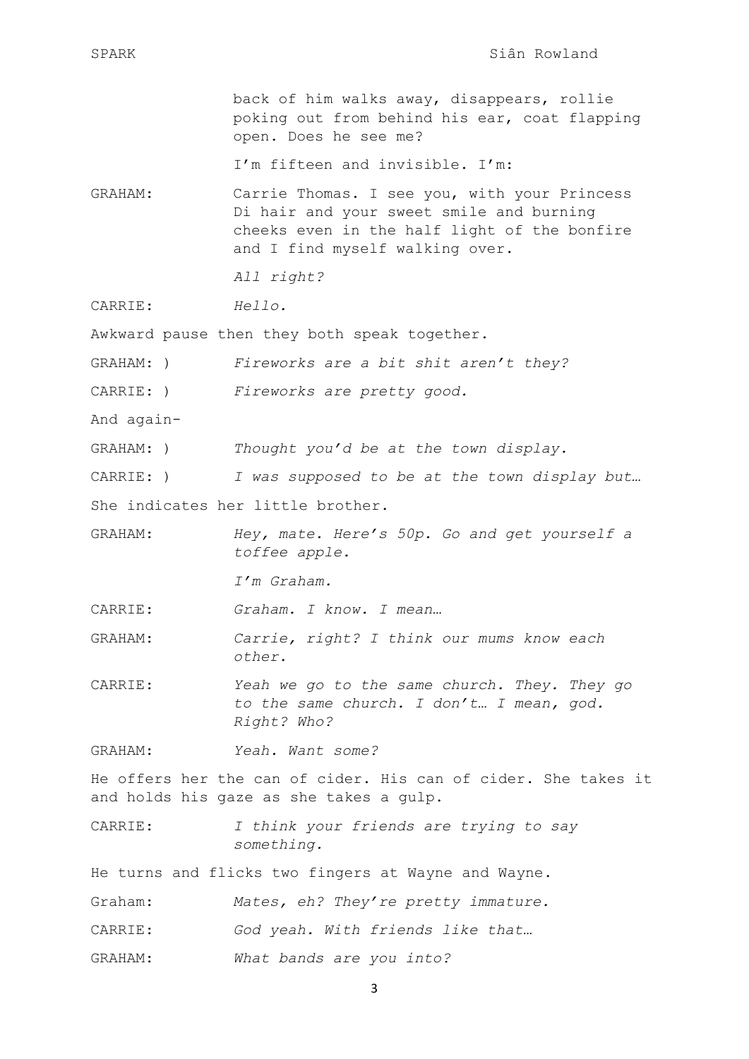back of him walks away, disappears, rollie poking out from behind his ear, coat flapping open. Does he see me?

I'm fifteen and invisible. I'm:

GRAHAM: Carrie Thomas. I see you, with your Princess Di hair and your sweet smile and burning cheeks even in the half light of the bonfire and I find myself walking over.

*All right?*

CARRIE: *Hello.*

Awkward pause then they both speak together.

GRAHAM: ) *Fireworks are a bit shit aren't they?*

CARRIE: ) *Fireworks are pretty good.*

And again-

GRAHAM: ) *Thought you'd be at the town display.*

CARRIE: ) *I was supposed to be at the town display but…*

She indicates her little brother.

GRAHAM: *Hey, mate. Here's 50p. Go and get yourself a toffee apple.*

*I'm Graham.*

CARRIE: *Graham. I know. I mean…*

GRAHAM: *Carrie, right? I think our mums know each other.*

CARRIE: *Yeah we go to the same church. They. They go to the same church. I don't… I mean, god. Right? Who?*

GRAHAM: *Yeah. Want some?*

He offers her the can of cider. His can of cider. She takes it and holds his gaze as she takes a gulp.

CARRIE: *I think your friends are trying to say something.*

He turns and flicks two fingers at Wayne and Wayne.

Graham: *Mates, eh? They're pretty immature.*

CARRIE: *God yeah. With friends like that…*

GRAHAM: *What bands are you into?*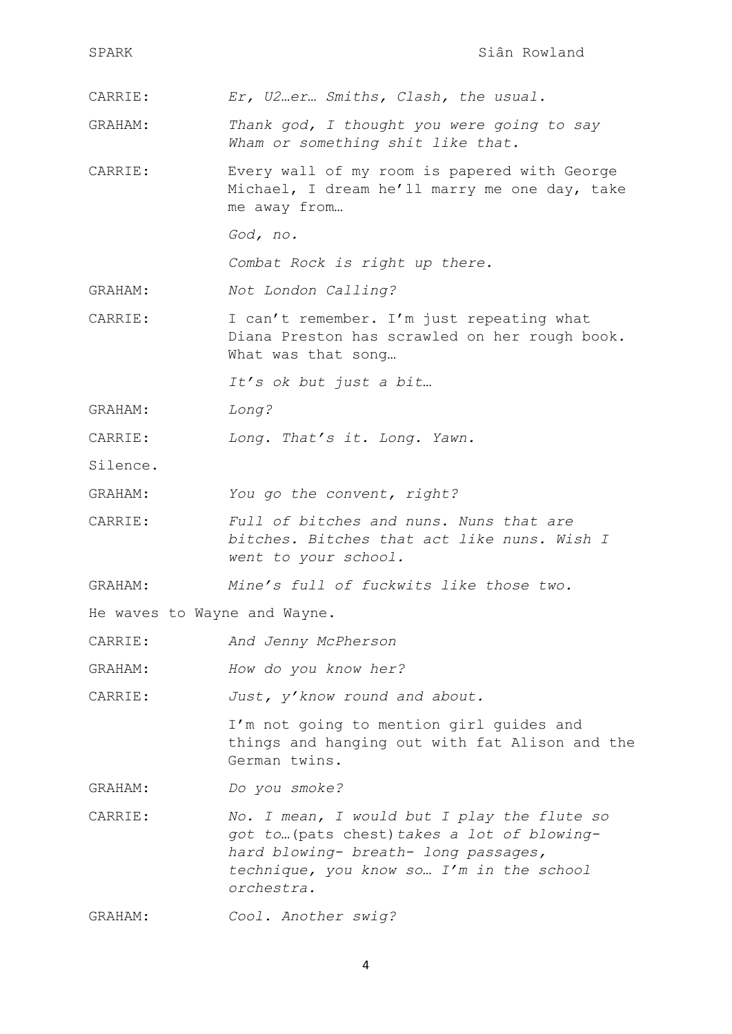CARRIE: *Er, U2…er… Smiths, Clash, the usual.*

GRAHAM: *Thank god, I thought you were going to say Wham or something shit like that.*

CARRIE: Every wall of my room is papered with George Michael, I dream he'll marry me one day, take me away from…

*God, no.*

*Combat Rock is right up there.*

GRAHAM: *Not London Calling?*

CARRIE: I can't remember. I'm just repeating what Diana Preston has scrawled on her rough book. What was that song…

*It's ok but just a bit…*

GRAHAM: *Long?*

CARRIE: *Long. That's it. Long. Yawn.*

Silence.

GRAHAM: *You go the convent, right?*

CARRIE: *Full of bitches and nuns. Nuns that are bitches. Bitches that act like nuns. Wish I went to your school.*

GRAHAM: *Mine's full of fuckwits like those two.*

He waves to Wayne and Wayne.

CARRIE: *And Jenny McPherson*

GRAHAM: *How do you know her?*

CARRIE: *Just, y'know round and about.*

I'm not going to mention girl guides and things and hanging out with fat Alison and the German twins.

GRAHAM: *Do you smoke?*

CARRIE: *No. I mean, I would but I play the flute so got to…*(pats chest)*takes a lot of blowing-hard blowing- breath- long passages, technique, you know so… I'm in the school orchestra.*

GRAHAM: *Cool. Another swig?*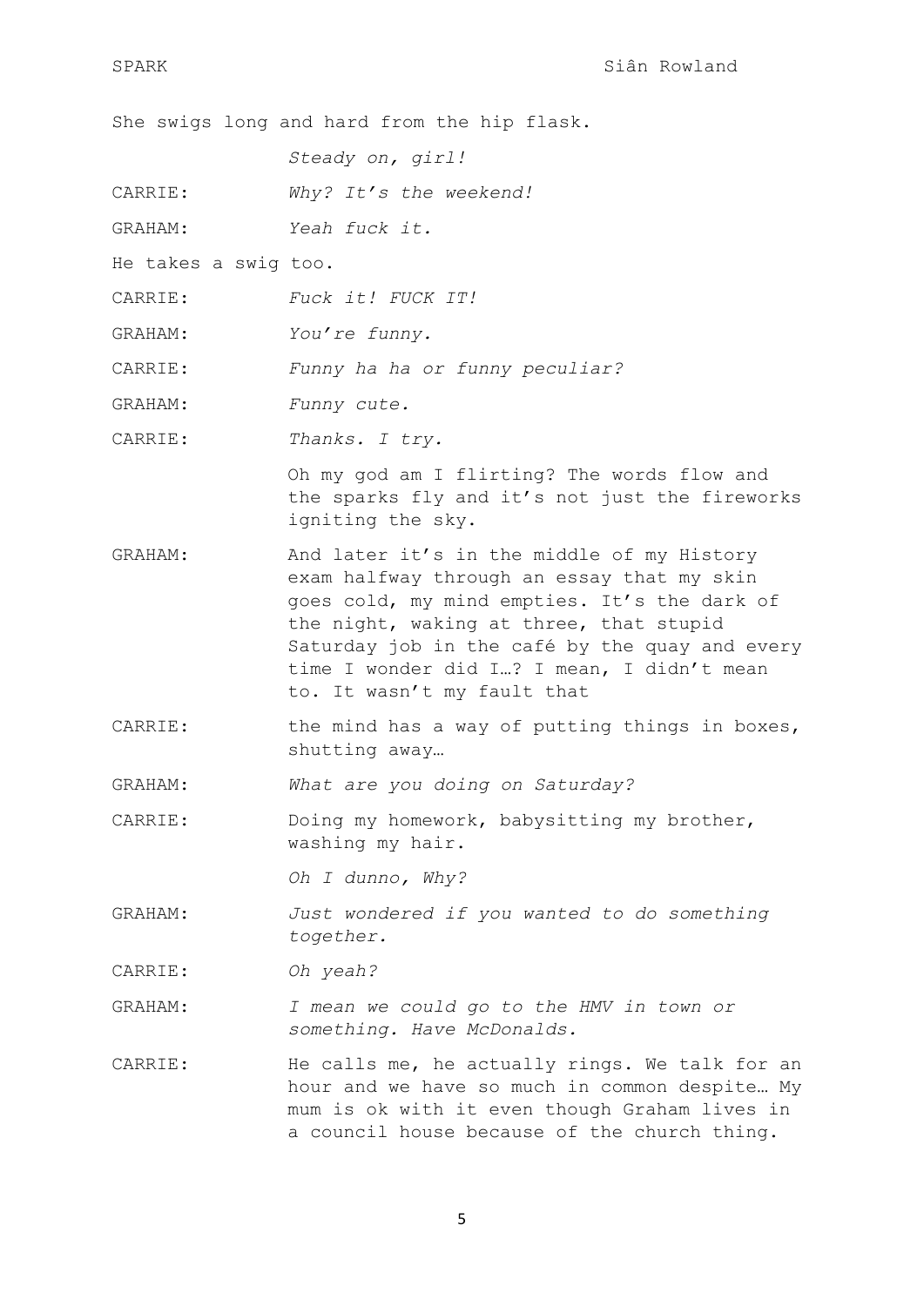She swigs long and hard from the hip flask.

*Steady on, girl!*

CARRIE: *Why? It's the weekend!*

GRAHAM: *Yeah fuck it.*

He takes a swig too.

CARRIE: *Fuck it! FUCK IT!*

GRAHAM: *You're funny.*

CARRIE: *Funny ha ha or funny peculiar?*

GRAHAM: *Funny cute.*

CARRIE: *Thanks. I try.*

Oh my god am I flirting? The words flow and the sparks fly and it's not just the fireworks igniting the sky.

GRAHAM: And later it's in the middle of my History exam halfway through an essay that my skin goes cold, my mind empties. It's the dark of the night, waking at three, that stupid Saturday job in the café by the quay and every time I wonder did I…? I mean, I didn't mean to. It wasn't my fault that

CARRIE: the mind has a way of putting things in boxes, shutting away…

GRAHAM: *What are you doing on Saturday?*

CARRIE: Doing my homework, babysitting my brother, washing my hair.

*Oh I dunno, Why?*

GRAHAM: *Just wondered if you wanted to do something together.*

CARRIE: *Oh yeah?*

GRAHAM: *I mean we could go to the HMV in town or something. Have McDonalds.*

CARRIE: He calls me, he actually rings. We talk for an hour and we have so much in common despite… My mum is ok with it even though Graham lives in a council house because of the church thing.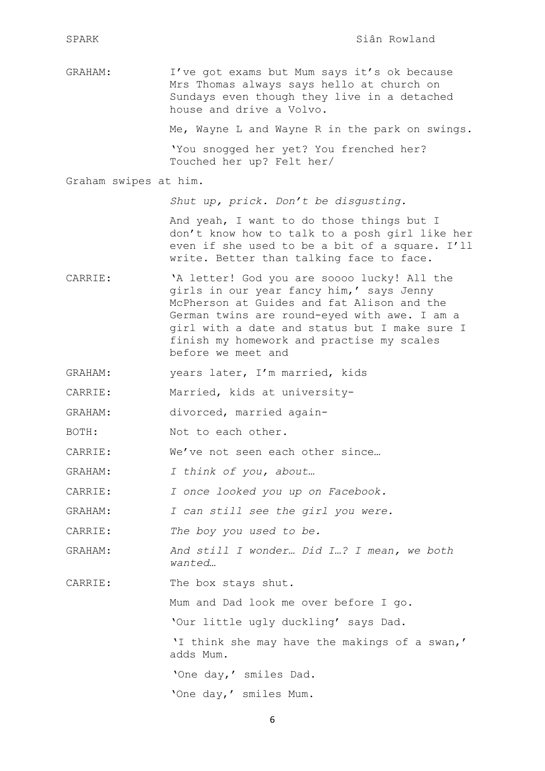GRAHAM: I've got exams but Mum says it's ok because Mrs Thomas always says hello at church on Sundays even though they live in a detached house and drive a Volvo.

Me, Wayne L and Wayne R in the park on swings.

'You snogged her yet? You frenched her? Touched her up? Felt her/

Graham swipes at him.

*Shut up, prick. Don't be disgusting.*

And yeah, I want to do those things but I don't know how to talk to a posh girl like her even if she used to be a bit of a square. I'll write. Better than talking face to face.

CARRIE: 'A letter! God you are soooo lucky! All the girls in our year fancy him,' says Jenny McPherson at Guides and fat Alison and the German twins are round-eyed with awe. I am a girl with a date and status but I make sure I finish my homework and practise my scales before we meet and

GRAHAM: years later, I'm married, kids

CARRIE: Married, kids at university-

GRAHAM: divorced, married again-

BOTH: Not to each other.

CARRIE: We've not seen each other since…

GRAHAM: *I think of you, about…*

CARRIE: *I once looked you up on Facebook.*

GRAHAM: *I can still see the girl you were.*

CARRIE: *The boy you used to be.*

GRAHAM: *And still I wonder… Did I…? I mean, we both wanted…*

CARRIE: The box stays shut.

Mum and Dad look me over before I go.

'Our little ugly duckling' says Dad.

'I think she may have the makings of a swan,' adds Mum.

'One day,' smiles Dad.

'One day,' smiles Mum.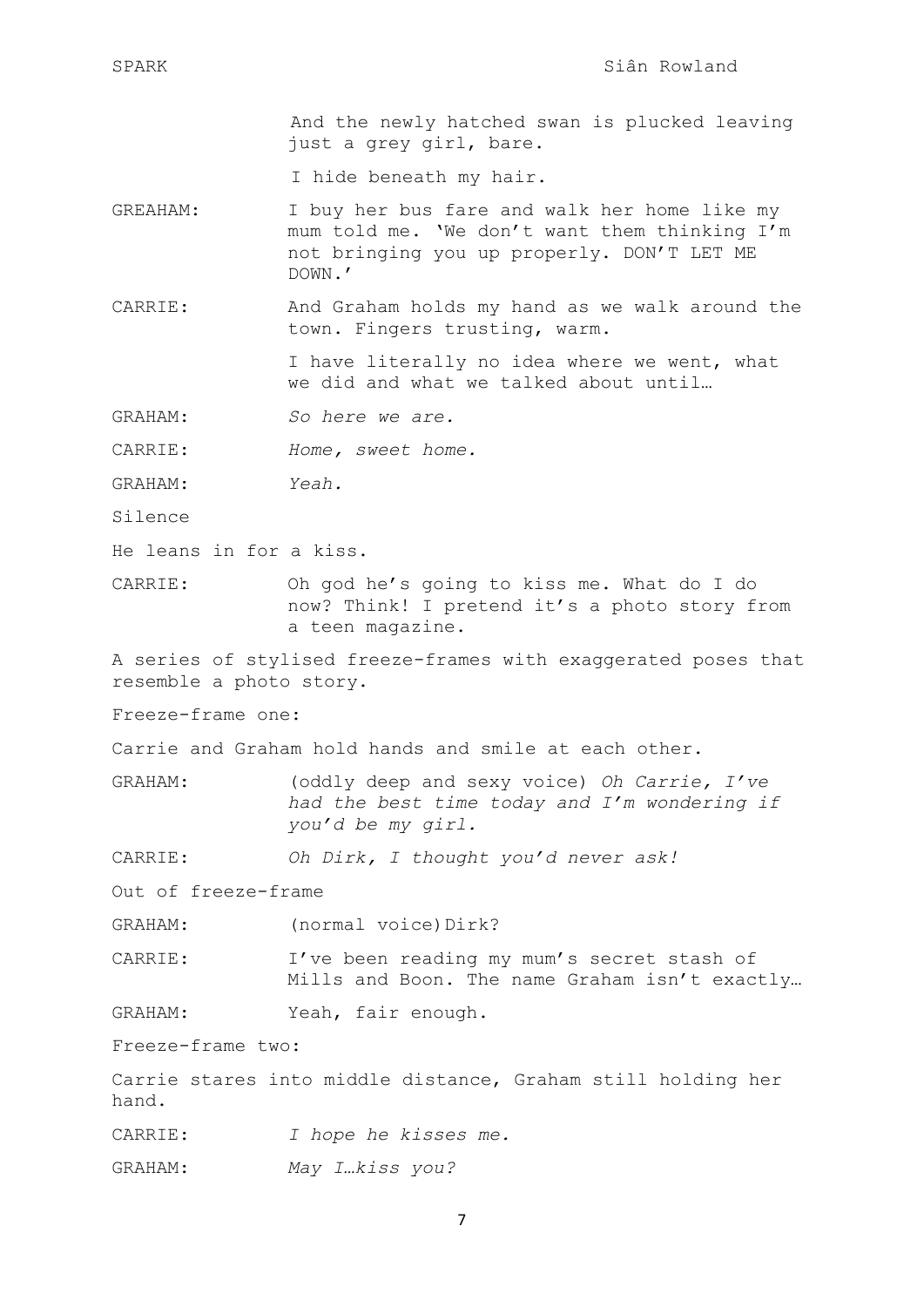And the newly hatched swan is plucked leaving just a grey girl, bare.

I hide beneath my hair.

GREAHAM: I buy her bus fare and walk her home like my mum told me. 'We don't want them thinking I'm not bringing you up properly. DON'T LET ME DOWN.'

CARRIE: And Graham holds my hand as we walk around the town. Fingers trusting, warm.

I have literally no idea where we went, what we did and what we talked about until…

GRAHAM: *So here we are.*

CARRIE: *Home, sweet home.*

GRAHAM: *Yeah.*

Silence

He leans in for a kiss.

CARRIE: Oh god he's going to kiss me. What do I do now? Think! I pretend it's a photo story from a teen magazine.

A series of stylised freeze-frames with exaggerated poses that resemble a photo story.

Freeze-frame one:

Carrie and Graham hold hands and smile at each other.

GRAHAM: (oddly deep and sexy voice) *Oh Carrie, I've had the best time today and I'm wondering if you'd be my girl.*

CARRIE: *Oh Dirk, I thought you'd never ask!*

Out of freeze-frame

GRAHAM: (normal voice)Dirk?

CARRIE: I've been reading my mum's secret stash of Mills and Boon. The name Graham isn't exactly…

GRAHAM: Yeah, fair enough.

Freeze-frame two:

Carrie stares into middle distance, Graham still holding her hand.

CARRIE: *I hope he kisses me.*

GRAHAM: *May I…kiss you?*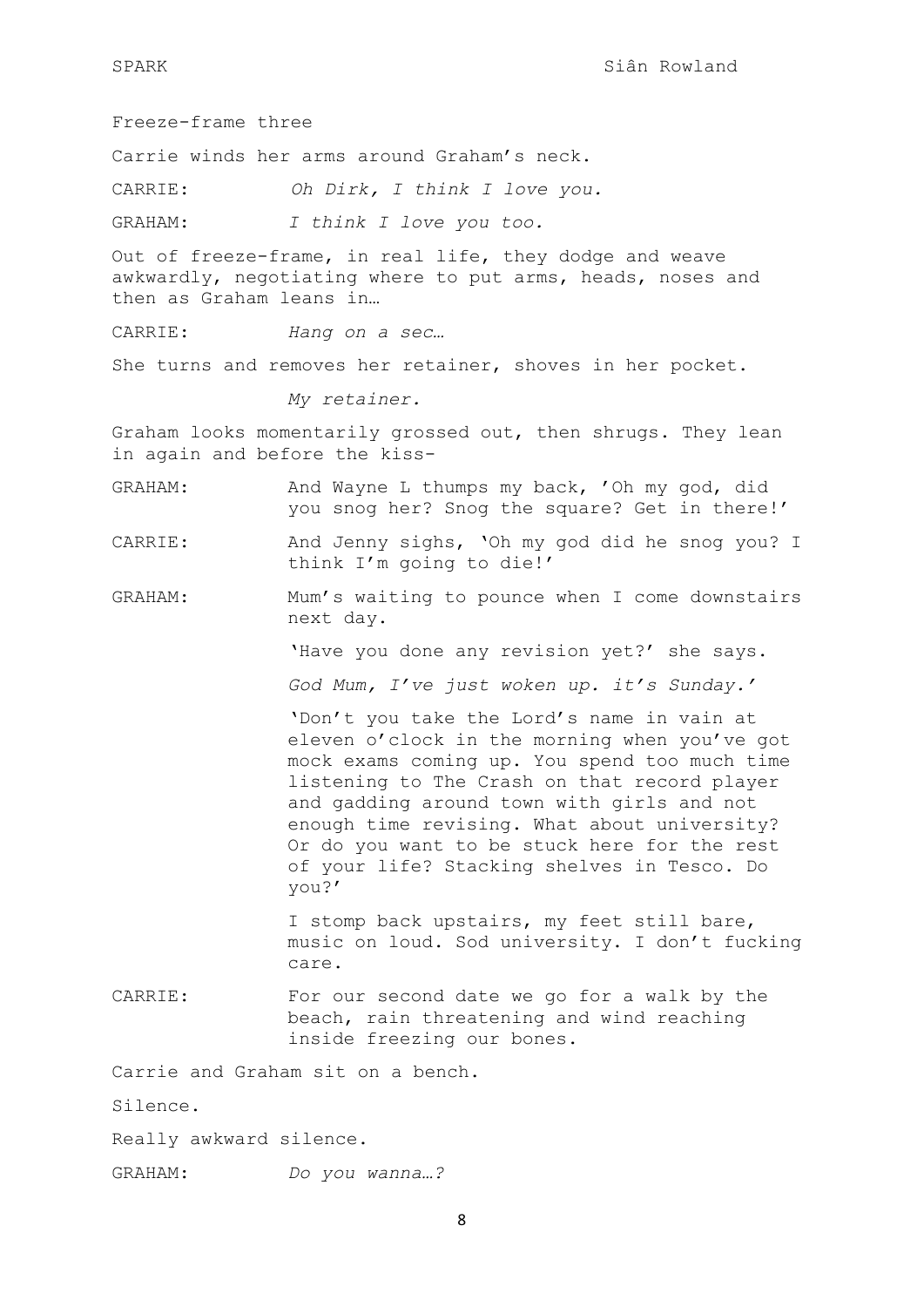Freeze-frame three

Carrie winds her arms around Graham's neck.

CARRIE: *Oh Dirk, I think I love you.*

GRAHAM: *I think I love you too.*

Out of freeze-frame, in real life, they dodge and weave awkwardly, negotiating where to put arms, heads, noses and then as Graham leans in…

CARRIE: *Hang on a sec…*

She turns and removes her retainer, shoves in her pocket.

*My retainer.*

Graham looks momentarily grossed out, then shrugs. They lean in again and before the kiss-

GRAHAM: And Wayne L thumps my back, 'Oh my god, did you snog her? Snog the square? Get in there!'

CARRIE: And Jenny sighs, 'Oh my god did he snog you? I think I'm going to die!'

GRAHAM: Mum's waiting to pounce when I come downstairs next day.

'Have you done any revision yet?' she says.

*God Mum, I've just woken up. it's Sunday.'*

'Don't you take the Lord's name in vain at eleven o'clock in the morning when you've got mock exams coming up. You spend too much time listening to The Crash on that record player and gadding around town with girls and not enough time revising. What about university? Or do you want to be stuck here for the rest of your life? Stacking shelves in Tesco. Do you?'

I stomp back upstairs, my feet still bare, music on loud. Sod university. I don't fucking care.

CARRIE: For our second date we go for a walk by the beach, rain threatening and wind reaching inside freezing our bones.

Carrie and Graham sit on a bench.

Silence.

Really awkward silence.

GRAHAM: *Do you wanna…?*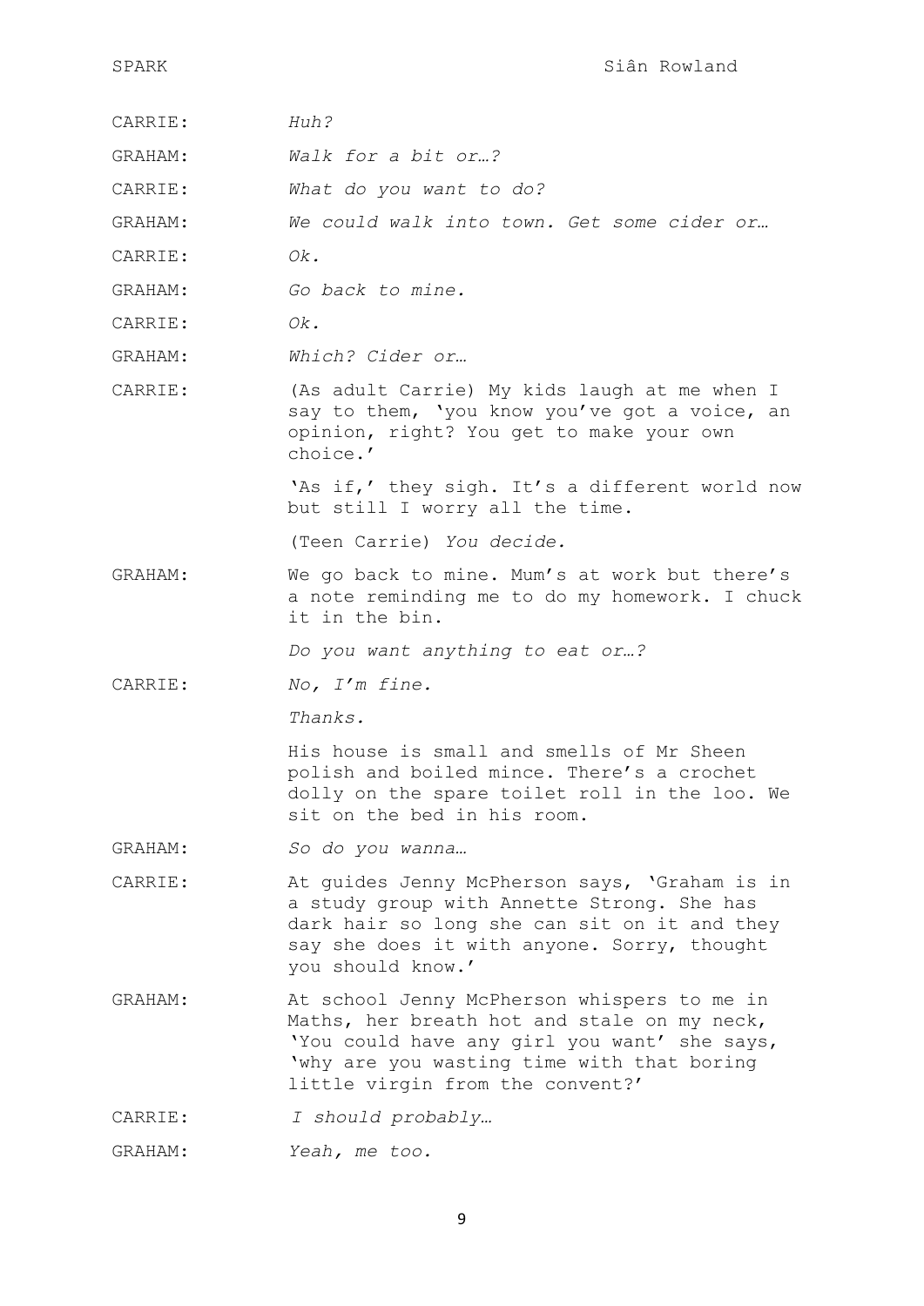CARRIE: *Huh?*

GRAHAM: *Walk for a bit or…?*

CARRIE: *What do you want to do?*

GRAHAM: *We could walk into town. Get some cider or…*

CARRIE: *Ok.*

GRAHAM: *Go back to mine.*

CARRIE: *Ok.*

GRAHAM: *Which? Cider or…*

CARRIE: (As adult Carrie) My kids laugh at me when I say to them, 'you know you've got a voice, an opinion, right? You get to make your own choice.'

'As if,' they sigh. It's a different world now but still I worry all the time.

(Teen Carrie) *You decide.*

GRAHAM: We go back to mine. Mum's at work but there's a note reminding me to do my homework. I chuck it in the bin.

*Do you want anything to eat or…?*

CARRIE: *No, I'm fine.*

*Thanks.*

His house is small and smells of Mr Sheen polish and boiled mince. There's a crochet dolly on the spare toilet roll in the loo. We sit on the bed in his room.

GRAHAM: *So do you wanna…*

CARRIE: At guides Jenny McPherson says, 'Graham is in a study group with Annette Strong. She has dark hair so long she can sit on it and they say she does it with anyone. Sorry, thought you should know.'

GRAHAM: At school Jenny McPherson whispers to me in Maths, her breath hot and stale on my neck, 'You could have any girl you want' she says, 'why are you wasting time with that boring little virgin from the convent?'

CARRIE: *I should probably…*

GRAHAM: *Yeah, me too.*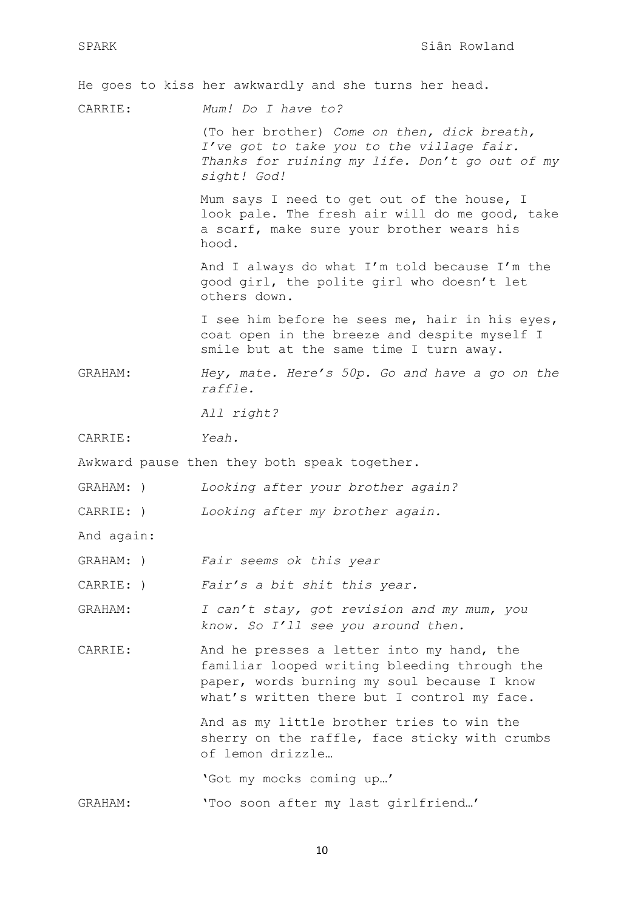He goes to kiss her awkwardly and she turns her head.

CARRIE: *Mum! Do I have to?*

(To her brother) *Come on then, dick breath, I've got to take you to the village fair. Thanks for ruining my life. Don't go out of my sight! God!*

Mum says I need to get out of the house, I look pale. The fresh air will do me good, take a scarf, make sure your brother wears his hood.

And I always do what I'm told because I'm the good girl, the polite girl who doesn't let others down.

I see him before he sees me, hair in his eyes, coat open in the breeze and despite myself I smile but at the same time I turn away.

GRAHAM: *Hey, mate. Here's 50p. Go and have a go on the raffle.*

*All right?*

CARRIE: *Yeah.*

Awkward pause then they both speak together.

GRAHAM: ) *Looking after your brother again?*

CARRIE: ) *Looking after my brother again.*

And again:

GRAHAM: ) *Fair seems ok this year*

CARRIE: ) *Fair's a bit shit this year.*

GRAHAM: *I can't stay, got revision and my mum, you know. So I'll see you around then.*

CARRIE: And he presses a letter into my hand, the familiar looped writing bleeding through the paper, words burning my soul because I know what's written there but I control my face.

And as my little brother tries to win the sherry on the raffle, face sticky with crumbs of lemon drizzle…

'Got my mocks coming up…'

GRAHAM: 'Too soon after my last girlfriend…'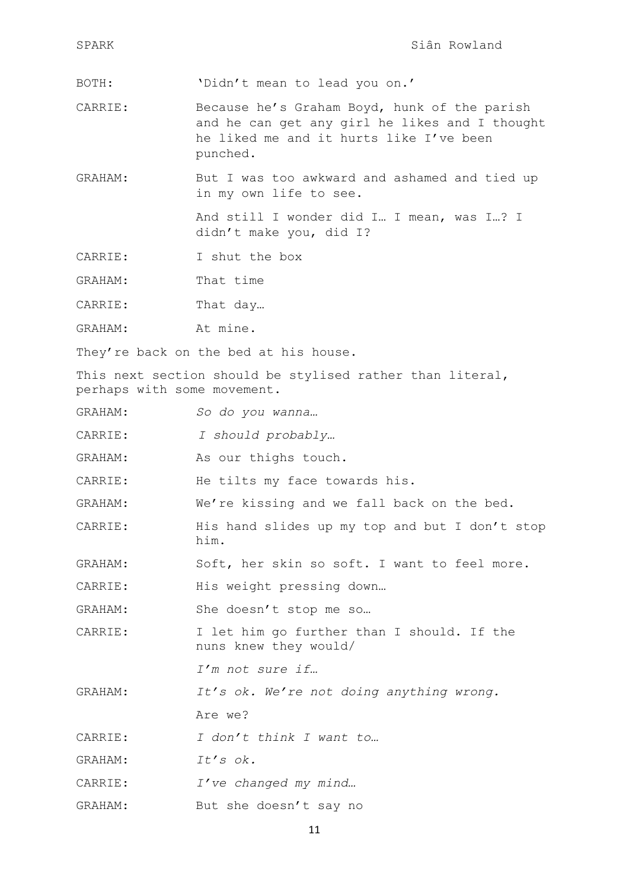BOTH: 'Didn't mean to lead you on.'

CARRIE: Because he's Graham Boyd, hunk of the parish and he can get any girl he likes and I thought he liked me and it hurts like I've been punched.

GRAHAM: But I was too awkward and ashamed and tied up in my own life to see.

And still I wonder did I… I mean, was I…? I didn't make you, did I?

CARRIE: I shut the box

GRAHAM: That time

CARRIE: That day…

GRAHAM: At mine.

They're back on the bed at his house.

This next section should be stylised rather than literal, perhaps with some movement.

GRAHAM: *So do you wanna…*

CARRIE: *I should probably…*

GRAHAM: As our thighs touch.

CARRIE: He tilts my face towards his.

GRAHAM: We're kissing and we fall back on the bed.

CARRIE: His hand slides up my top and but I don't stop him.

GRAHAM: Soft, her skin so soft. I want to feel more.

CARRIE: His weight pressing down…

GRAHAM: She doesn't stop me so…

CARRIE: I let him go further than I should. If the nuns knew they would/

*I'm not sure if…*

GRAHAM: *It's ok. We're not doing anything wrong.*

Are we?

CARRIE: *I don't think I want to…*

GRAHAM: *It's ok.*

CARRIE: *I've changed my mind…*

GRAHAM: But she doesn't say no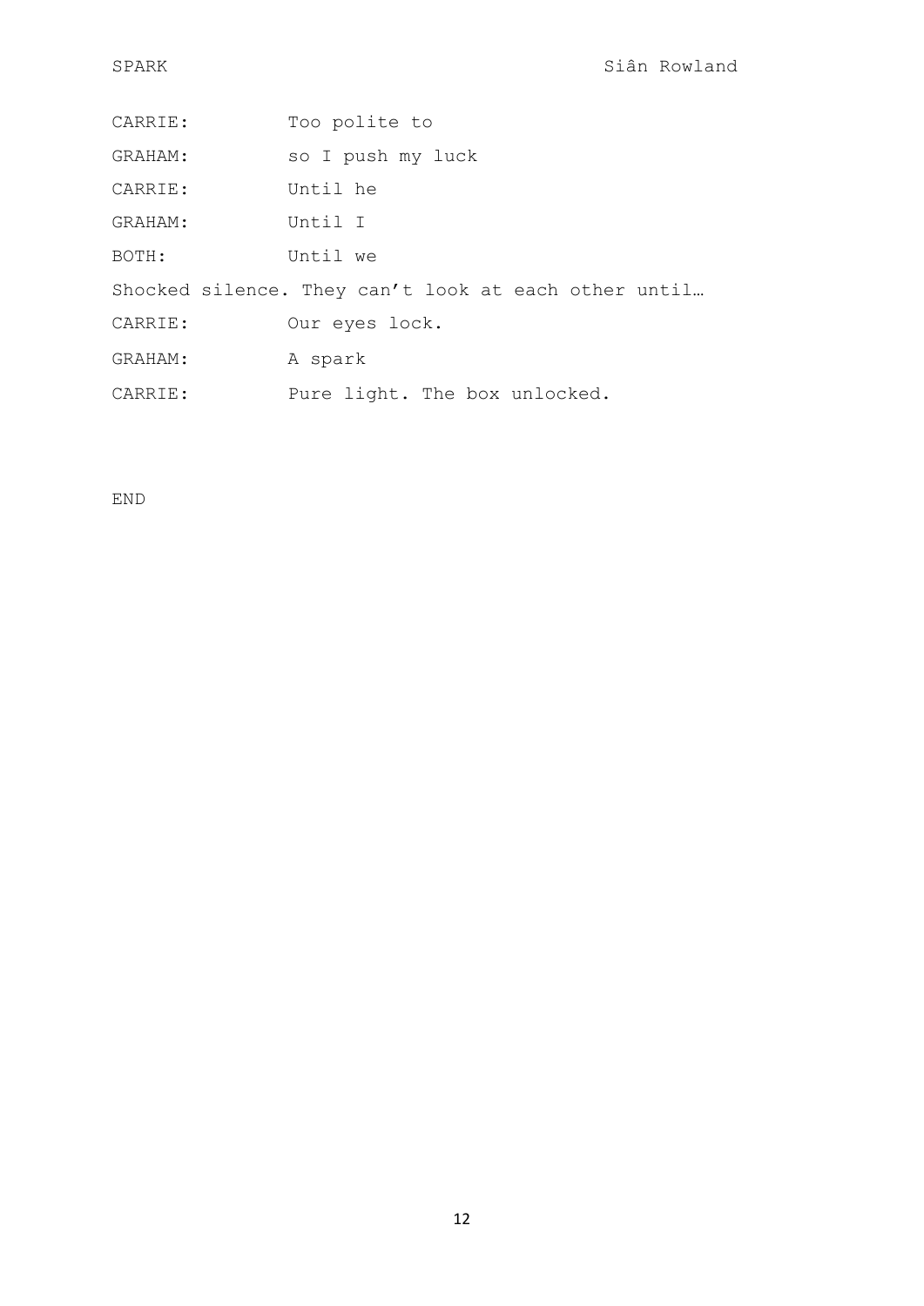CARRIE: Too polite to

GRAHAM: so I push my luck

CARRIE: Until he

GRAHAM: Until I

BOTH: Until we

Shocked silence. They can’t look at each other until…

CARRIE: Our eyes lock.

GRAHAM: A spark

CARRIE: Pure light. The box unlocked.

END